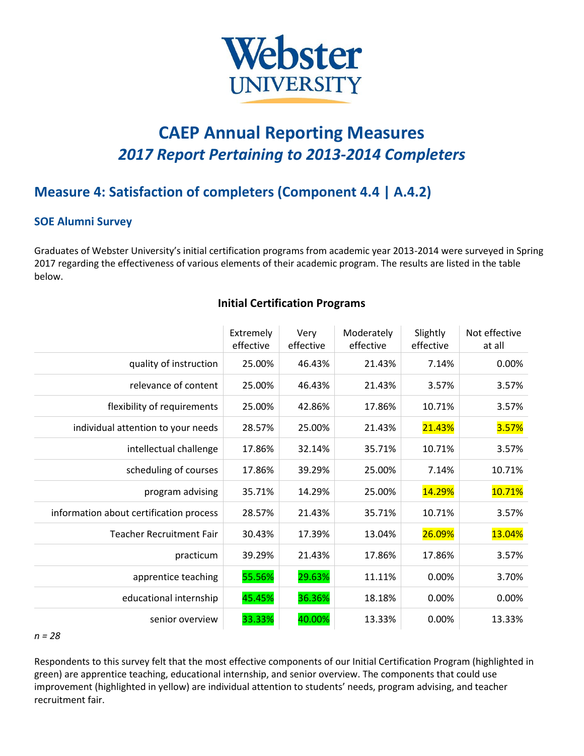# CAEP Annual Reporting Measures

## *2017 Report Pertaining to 2013-2014 Completers*

## Measure 4: Satisfaction of completers (Component 4.4 | A.4.2)

### SOE Alumni Survey

Graduates of Webster University's initial certification programs from academic year 2013-2014 were surveyed in Spring 2017 regarding the effectiveness of various elements of their academic program. The results are listed in the table below.

**Initial Certification Programs**

| | Extremely effective | Very effective | Moderately effective | Slightly effective | Not effective at all |
|---|---|---|---|---|---|
| quality of instruction | 25.00% | 46.43% | 21.43% | 7.14% | 0.00% |
| relevance of content | 25.00% | 46.43% | 21.43% | 3.57% | 3.57% |
| flexibility of requirements | 25.00% | 42.86% | 17.86% | 10.71% | 3.57% |
| individual attention to your needs | 28.57% | 25.00% | 21.43% | 21.43% | 3.57% |
| intellectual challenge | 17.86% | 32.14% | 35.71% | 10.71% | 3.57% |
| scheduling of courses | 17.86% | 39.29% | 25.00% | 7.14% | 10.71% |
| program advising | 35.71% | 14.29% | 25.00% | 14.29% | 10.71% |
| information about certification process | 28.57% | 21.43% | 35.71% | 10.71% | 3.57% |
| Teacher Recruitment Fair | 30.43% | 17.39% | 13.04% | 26.09% | 13.04% |
| practicum | 39.29% | 21.43% | 17.86% | 17.86% | 3.57% |
| apprentice teaching | 55.56% | 29.63% | 11.11% | 0.00% | 3.70% |
| educational internship | 45.45% | 36.36% | 18.18% | 0.00% | 0.00% |
| senior overview | 33.33% | 40.00% | 13.33% | 0.00% | 13.33% |

*n = 28*

Respondents to this survey felt that the most effective components of our Initial Certification Program (highlighted in green) are apprentice teaching, educational internship, and senior overview. The components that could use improvement (highlighted in yellow) are individual attention to students' needs, program advising, and teacher recruitment fair.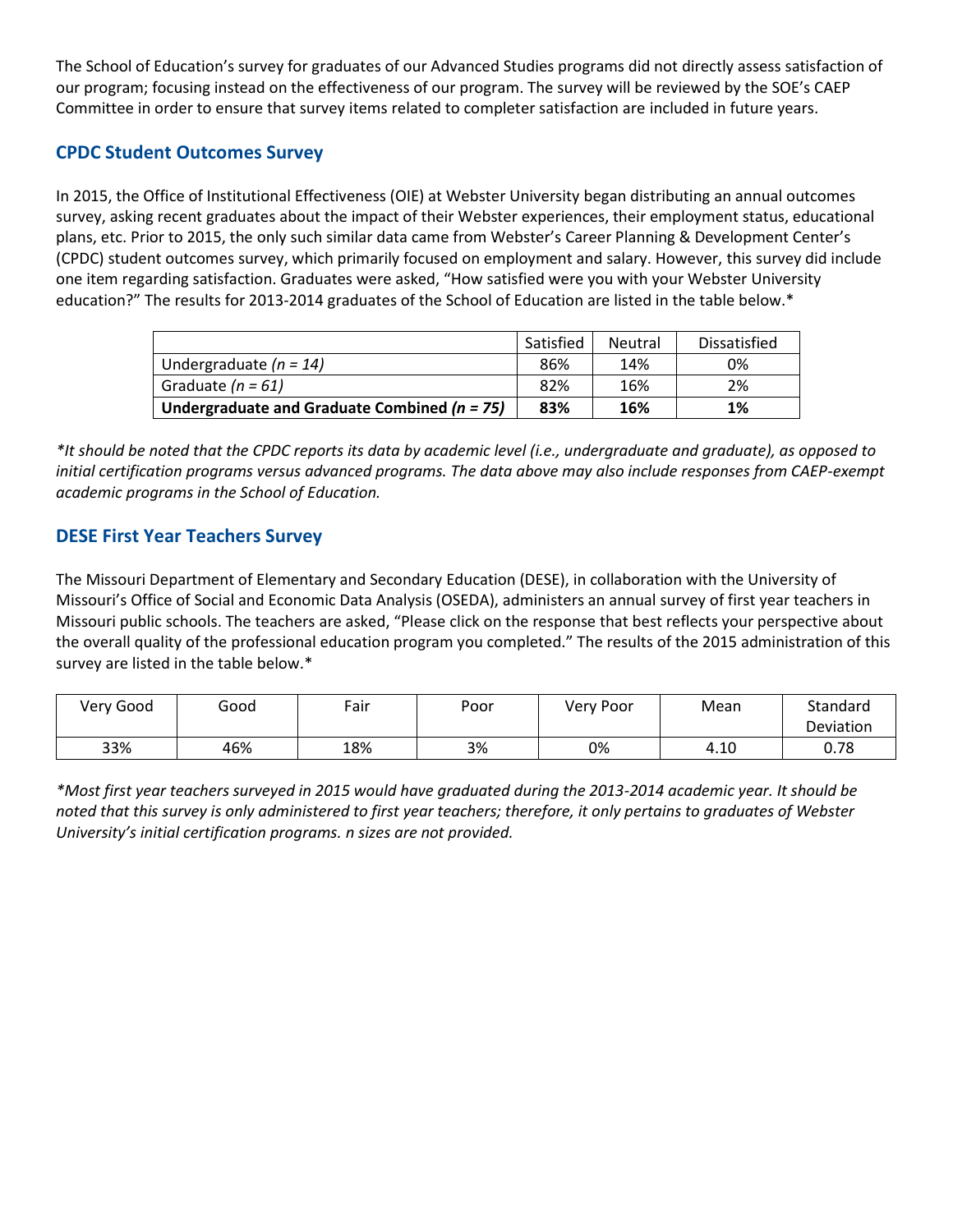The School of Education's survey for graduates of our Advanced Studies programs did not directly assess satisfaction of our program; focusing instead on the effectiveness of our program. The survey will be reviewed by the SOE's CAEP Committee in order to ensure that survey items related to completer satisfaction are included in future years.

## CPDC Student Outcomes Survey

In 2015, the Office of Institutional Effectiveness (OIE) at Webster University began distributing an annual outcomes survey, asking recent graduates about the impact of their Webster experiences, their employment status, educational plans, etc. Prior to 2015, the only such similar data came from Webster's Career Planning & Development Center's (CPDC) student outcomes survey, which primarily focused on employment and salary. However, this survey did include one item regarding satisfaction. Graduates were asked, "How satisfied were you with your Webster University education?" The results for 2013-2014 graduates of the School of Education are listed in the table below.*

| | Satisfied | Neutral | Dissatisfied |
|---|---|---|---|
| Undergraduate *(n = 14)* | 86% | 14% | 0% |
| Graduate *(n = 61)* | 82% | 16% | 2% |
| **Undergraduate and Graduate Combined *(n = 75)*** | **83%** | **16%** | **1%** |

*\*It should be noted that the CPDC reports its data by academic level (i.e., undergraduate and graduate), as opposed to initial certification programs versus advanced programs. The data above may also include responses from CAEP-exempt academic programs in the School of Education.*

## DESE First Year Teachers Survey

The Missouri Department of Elementary and Secondary Education (DESE), in collaboration with the University of Missouri's Office of Social and Economic Data Analysis (OSEDA), administers an annual survey of first year teachers in Missouri public schools. The teachers are asked, "Please click on the response that best reflects your perspective about the overall quality of the professional education program you completed." The results of the 2015 administration of this survey are listed in the table below.*

| Very Good | Good | Fair | Poor | Very Poor | Mean | Standard Deviation |
|---|---|---|---|---|---|---|
| 33% | 46% | 18% | 3% | 0% | 4.10 | 0.78 |

*\*Most first year teachers surveyed in 2015 would have graduated during the 2013-2014 academic year. It should be noted that this survey is only administered to first year teachers; therefore, it only pertains to graduates of Webster University's initial certification programs. n sizes are not provided.*